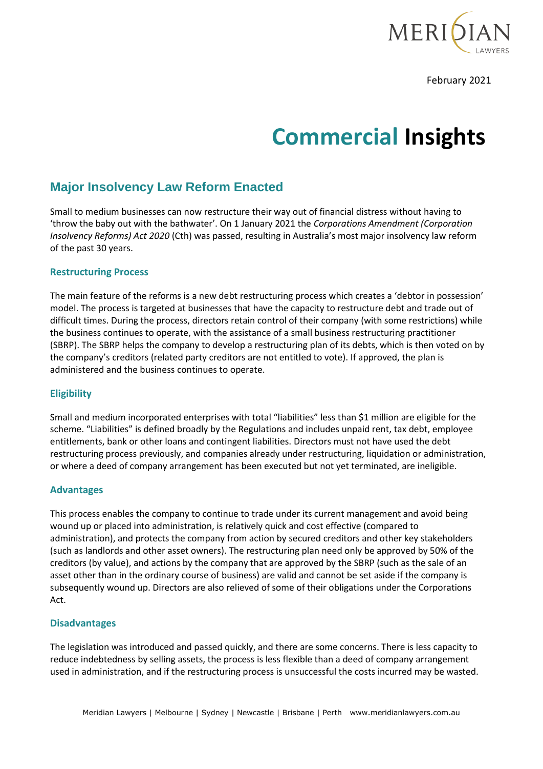February 2021

# Commercial Insights

## Major Insolvency Law Reform Enacted

Small to medium businesses can now restructure their way out of financial distress without having to 'throw the baby out with the bathwater'. On 1 January 2021 the *Corporations Amendment (Corporation Insolvency Reforms) Act 2020* (Cth) was passed, resulting in Australia's most major insolvency law reform of the past 30 years.

### Restructuring Process

The main feature of the reforms is a new debt restructuring process which creates a 'debtor in possession' model. The process is targeted at businesses that have the capacity to restructure debt and trade out of difficult times. During the process, directors retain control of their company (with some restrictions) while the business continues to operate, with the assistance of a small business restructuring practitioner (SBRP). The SBRP helps the company to develop a restructuring plan of its debts, which is then voted on by the company's creditors (related party creditors are not entitled to vote). If approved, the plan is administered and the business continues to operate.

### Eligibility

Small and medium incorporated enterprises with total "liabilities" less than $1 million are eligible for the scheme. "Liabilities" is defined broadly by the Regulations and includes unpaid rent, tax debt, employee entitlements, bank or other loans and contingent liabilities. Directors must not have used the debt restructuring process previously, and companies already under restructuring, liquidation or administration, or where a deed of company arrangement has been executed but not yet terminated, are ineligible.

### Advantages

This process enables the company to continue to trade under its current management and avoid being wound up or placed into administration, is relatively quick and cost effective (compared to administration), and protects the company from action by secured creditors and other key stakeholders (such as landlords and other asset owners). The restructuring plan need only be approved by 50% of the creditors (by value), and actions by the company that are approved by the SBRP (such as the sale of an asset other than in the ordinary course of business) are valid and cannot be set aside if the company is subsequently wound up. Directors are also relieved of some of their obligations under the Corporations Act.

### Disadvantages

The legislation was introduced and passed quickly, and there are some concerns. There is less capacity to reduce indebtedness by selling assets, the process is less flexible than a deed of company arrangement used in administration, and if the restructuring process is unsuccessful the costs incurred may be wasted.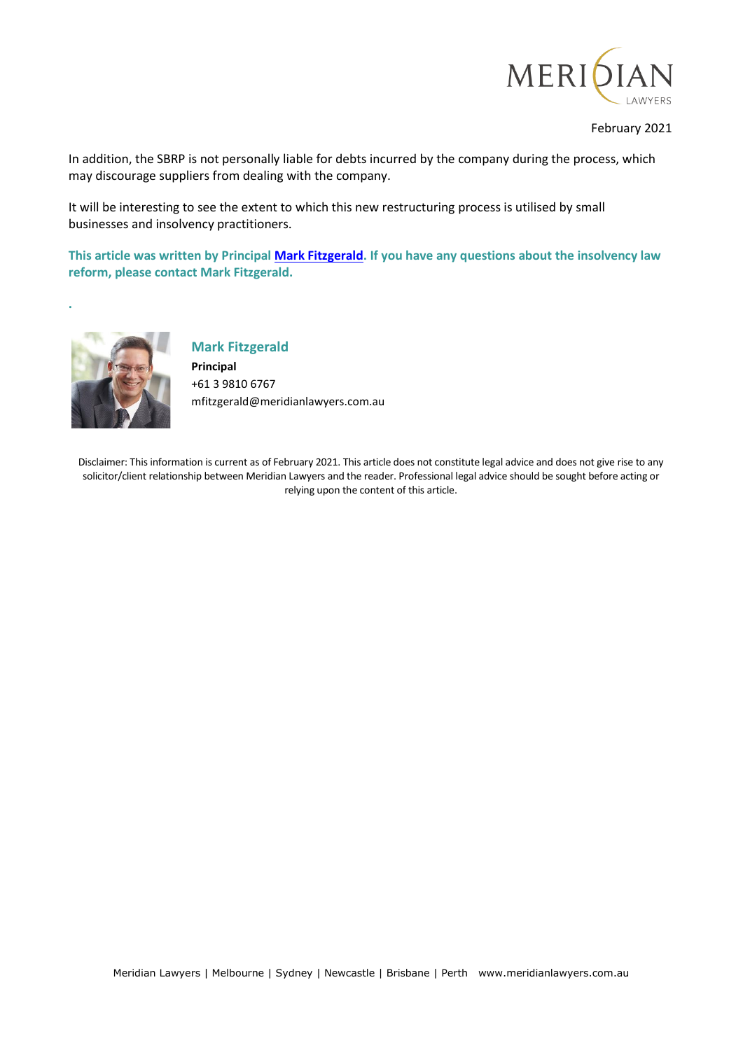In addition, the SBRP is not personally liable for debts incurred by the company during the process, which may discourage suppliers from dealing with the company.

It will be interesting to see the extent to which this new restructuring process is utilised by small businesses and insolvency practitioners.

**This article was written by Principal Mark Fitzgerald. If you have any questions about the insolvency law reform, please contact Mark Fitzgerald.**

.

**Mark Fitzgerald**

**Principal**

+61 3 9810 6767

mfitzgerald@meridianlawyers.com.au

Disclaimer: This information is current as of February 2021. This article does not constitute legal advice and does not give rise to any solicitor/client relationship between Meridian Lawyers and the reader. Professional legal advice should be sought before acting or relying upon the content of this article.